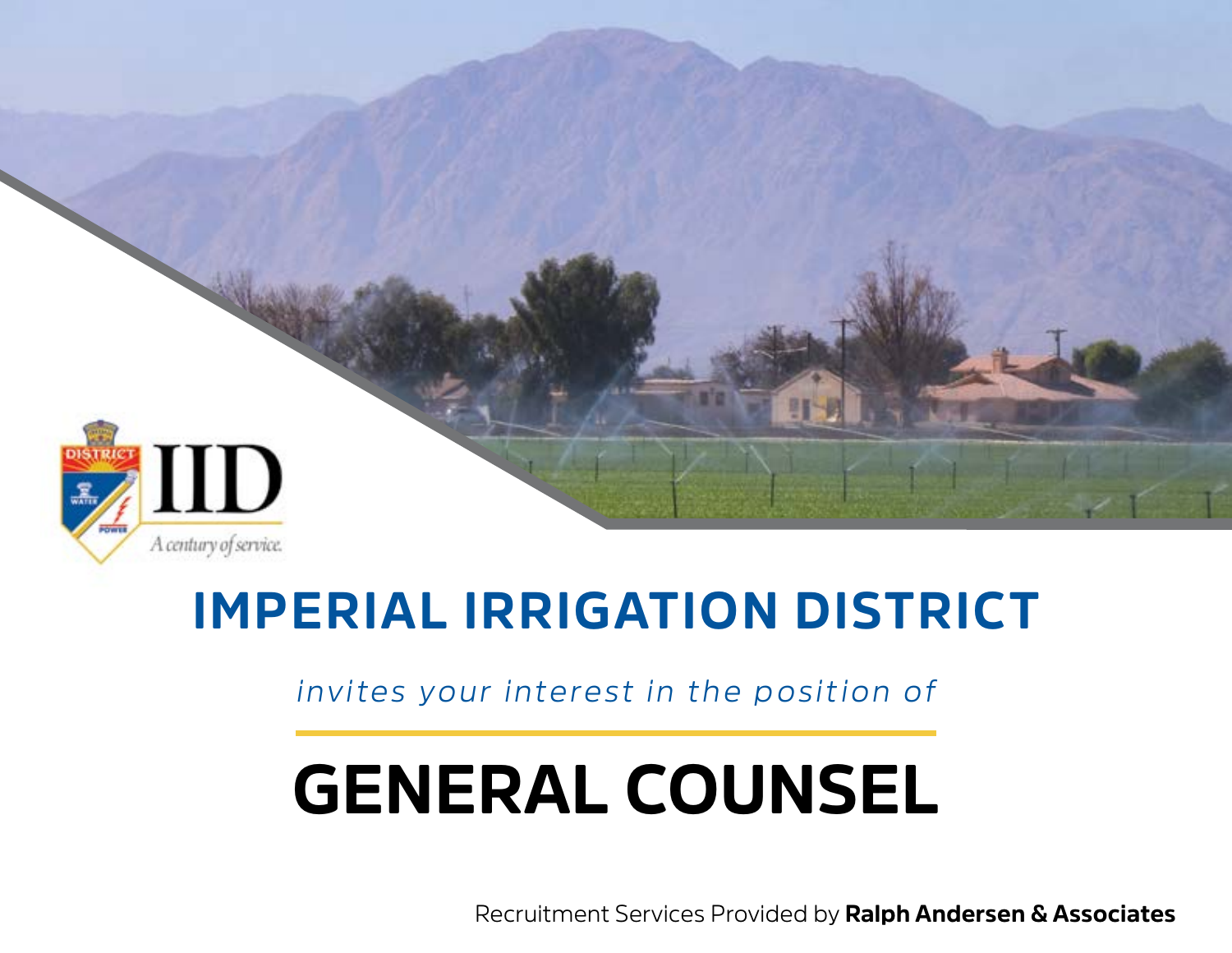IID

*A century of service.*

# IMPERIAL IRRIGATION DISTRICT

*invites your interest in the position of*

# GENERAL COUNSEL

Recruitment Services Provided by **Ralph Andersen & Associates**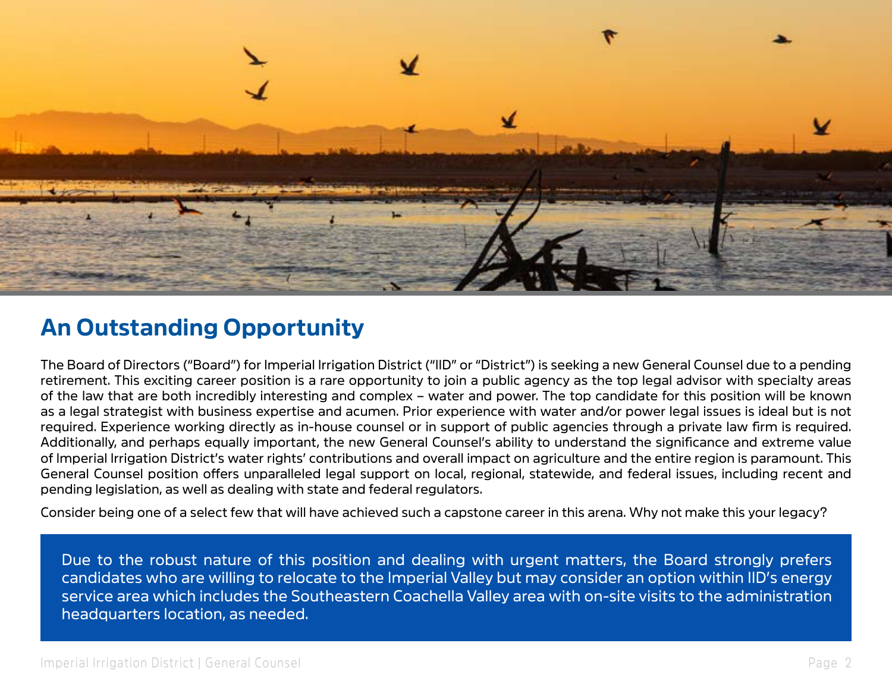## An Outstanding Opportunity

The Board of Directors ("Board") for Imperial Irrigation District ("IID" or "District") is seeking a new General Counsel due to a pending retirement. This exciting career position is a rare opportunity to join a public agency as the top legal advisor with specialty areas of the law that are both incredibly interesting and complex – water and power. The top candidate for this position will be known as a legal strategist with business expertise and acumen. Prior experience with water and/or power legal issues is ideal but is not required. Experience working directly as in-house counsel or in support of public agencies through a private law firm is required. Additionally, and perhaps equally important, the new General Counsel's ability to understand the significance and extreme value of Imperial Irrigation District's water rights' contributions and overall impact on agriculture and the entire region is paramount. This General Counsel position offers unparalleled legal support on local, regional, statewide, and federal issues, including recent and pending legislation, as well as dealing with state and federal regulators.

Consider being one of a select few that will have achieved such a capstone career in this arena. Why not make this your legacy?

Due to the robust nature of this position and dealing with urgent matters, the Board strongly prefers candidates who are willing to relocate to the Imperial Valley but may consider an option within IID's energy service area which includes the Southeastern Coachella Valley area with on-site visits to the administration headquarters location, as needed.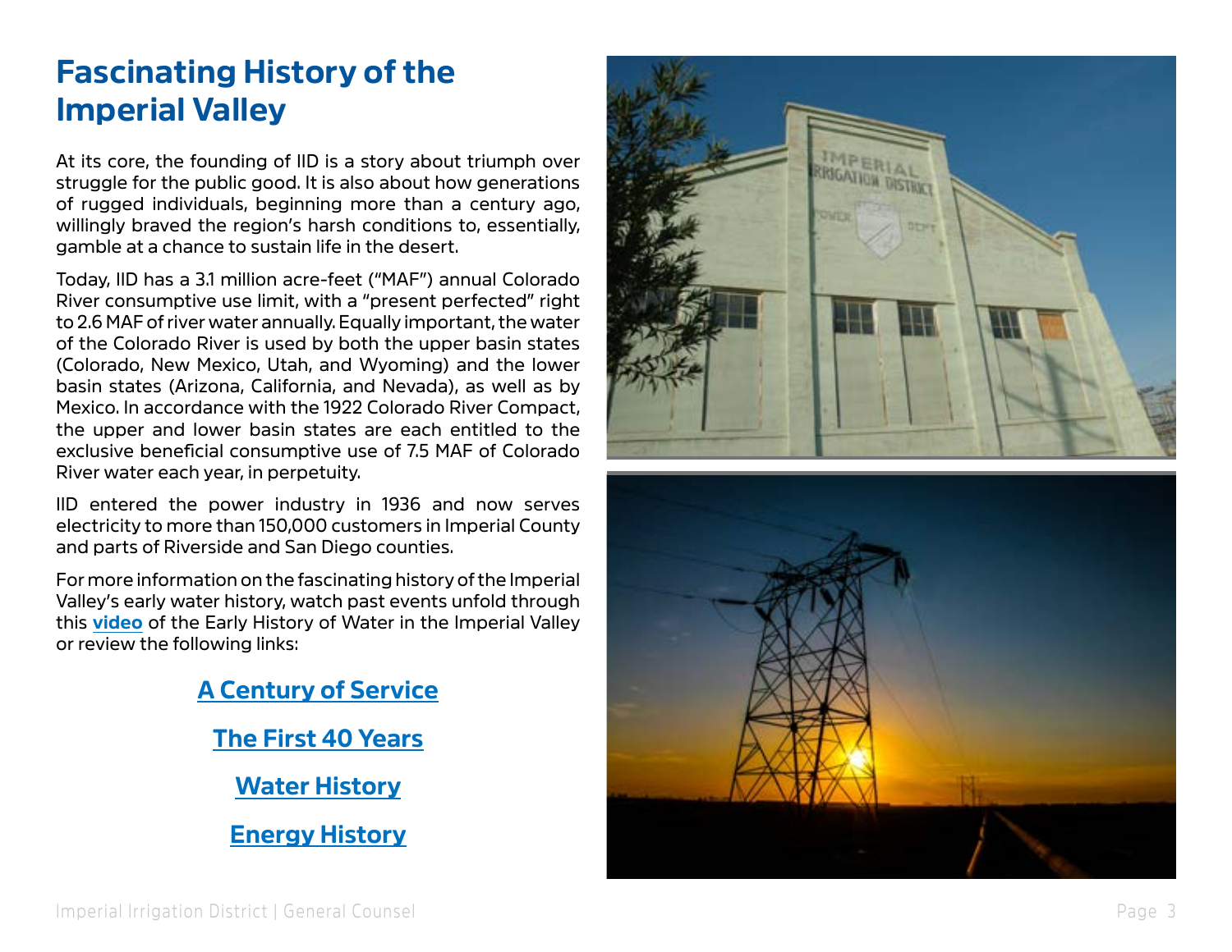# Fascinating History of the Imperial Valley

At its core, the founding of IID is a story about triumph over struggle for the public good. It is also about how generations of rugged individuals, beginning more than a century ago, willingly braved the region's harsh conditions to, essentially, gamble at a chance to sustain life in the desert.

Today, IID has a 3.1 million acre-feet ("MAF") annual Colorado River consumptive use limit, with a "present perfected" right to 2.6 MAF of river water annually. Equally important, the water of the Colorado River is used by both the upper basin states (Colorado, New Mexico, Utah, and Wyoming) and the lower basin states (Arizona, California, and Nevada), as well as by Mexico. In accordance with the 1922 Colorado River Compact, the upper and lower basin states are each entitled to the exclusive beneficial consumptive use of 7.5 MAF of Colorado River water each year, in perpetuity.

IID entered the power industry in 1936 and now serves electricity to more than 150,000 customers in Imperial County and parts of Riverside and San Diego counties.

For more information on the fascinating history of the Imperial Valley's early water history, watch past events unfold through this **video** of the Early History of Water in the Imperial Valley or review the following links:

**A Century of Service**

**The First 40 Years**

**Water History**

**Energy History**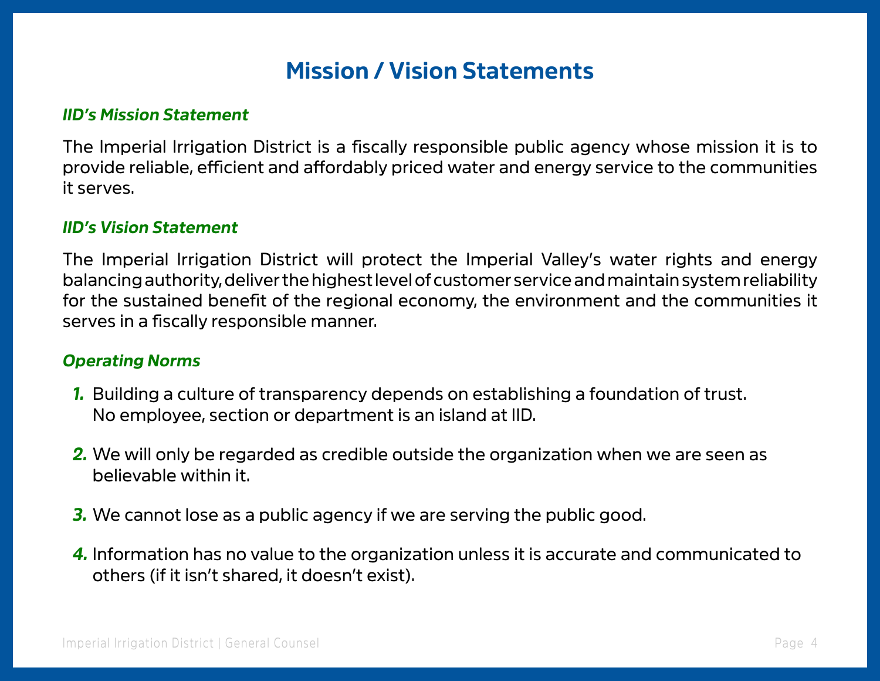# Mission / Vision Statements

### *IID's Mission Statement*

The Imperial Irrigation District is a fiscally responsible public agency whose mission it is to provide reliable, efficient and affordably priced water and energy service to the communities it serves.

### *IID's Vision Statement*

The Imperial Irrigation District will protect the Imperial Valley's water rights and energy balancing authority, deliver the highest level of customer service and maintain system reliability for the sustained benefit of the regional economy, the environment and the communities it serves in a fiscally responsible manner.

### *Operating Norms*

1. Building a culture of transparency depends on establishing a foundation of trust. No employee, section or department is an island at IID.

2. We will only be regarded as credible outside the organization when we are seen as believable within it.

3. We cannot lose as a public agency if we are serving the public good.

4. Information has no value to the organization unless it is accurate and communicated to others (if it isn't shared, it doesn't exist).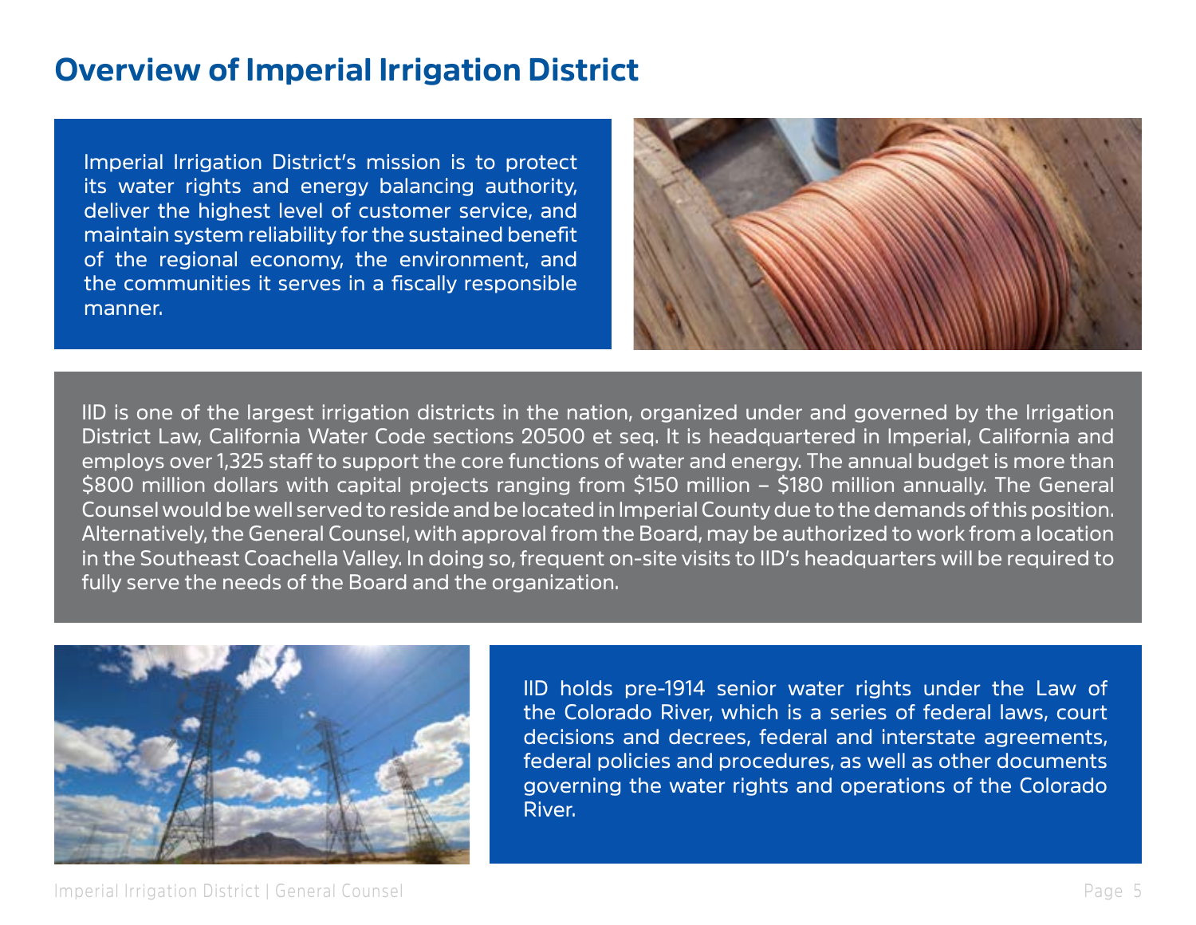# Overview of Imperial Irrigation District

Imperial Irrigation District's mission is to protect its water rights and energy balancing authority, deliver the highest level of customer service, and maintain system reliability for the sustained benefit of the regional economy, the environment, and the communities it serves in a fiscally responsible manner.

IID is one of the largest irrigation districts in the nation, organized under and governed by the Irrigation District Law, California Water Code sections 20500 et seq. It is headquartered in Imperial, California and employs over 1,325 staff to support the core functions of water and energy. The annual budget is more than $800 million dollars with capital projects ranging from $150 million – $180 million annually. The General Counsel would be well served to reside and be located in Imperial County due to the demands of this position. Alternatively, the General Counsel, with approval from the Board, may be authorized to work from a location in the Southeast Coachella Valley. In doing so, frequent on-site visits to IID's headquarters will be required to fully serve the needs of the Board and the organization.

IID holds pre-1914 senior water rights under the Law of the Colorado River, which is a series of federal laws, court decisions and decrees, federal and interstate agreements, federal policies and procedures, as well as other documents governing the water rights and operations of the Colorado River.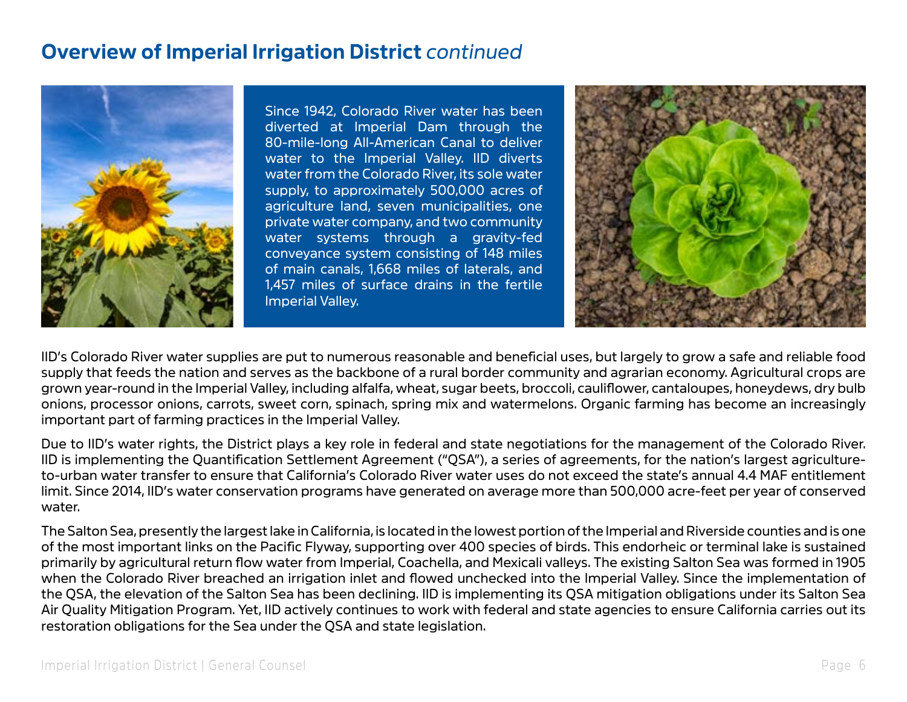# Overview of Imperial Irrigation District *continued*

Since 1942, Colorado River water has been diverted at Imperial Dam through the 80-mile-long All-American Canal to deliver water to the Imperial Valley. IID diverts water from the Colorado River, its sole water supply, to approximately 500,000 acres of agriculture land, seven municipalities, one private water company, and two community water systems through a gravity-fed conveyance system consisting of 148 miles of main canals, 1,668 miles of laterals, and 1,457 miles of surface drains in the fertile Imperial Valley.

IID's Colorado River water supplies are put to numerous reasonable and beneficial uses, but largely to grow a safe and reliable food supply that feeds the nation and serves as the backbone of a rural border community and agrarian economy. Agricultural crops are grown year-round in the Imperial Valley, including alfalfa, wheat, sugar beets, broccoli, cauliflower, cantaloupes, honeydews, dry bulb onions, processor onions, carrots, sweet corn, spinach, spring mix and watermelons. Organic farming has become an increasingly important part of farming practices in the Imperial Valley.

Due to IID's water rights, the District plays a key role in federal and state negotiations for the management of the Colorado River. IID is implementing the Quantification Settlement Agreement ("QSA"), a series of agreements, for the nation's largest agriculture-to-urban water transfer to ensure that California's Colorado River water uses do not exceed the state's annual 4.4 MAF entitlement limit. Since 2014, IID's water conservation programs have generated on average more than 500,000 acre-feet per year of conserved water.

The Salton Sea, presently the largest lake in California, is located in the lowest portion of the Imperial and Riverside counties and is one of the most important links on the Pacific Flyway, supporting over 400 species of birds. This endorheic or terminal lake is sustained primarily by agricultural return flow water from Imperial, Coachella, and Mexicali valleys. The existing Salton Sea was formed in 1905 when the Colorado River breached an irrigation inlet and flowed unchecked into the Imperial Valley. Since the implementation of the QSA, the elevation of the Salton Sea has been declining. IID is implementing its QSA mitigation obligations under its Salton Sea Air Quality Mitigation Program. Yet, IID actively continues to work with federal and state agencies to ensure California carries out its restoration obligations for the Sea under the QSA and state legislation.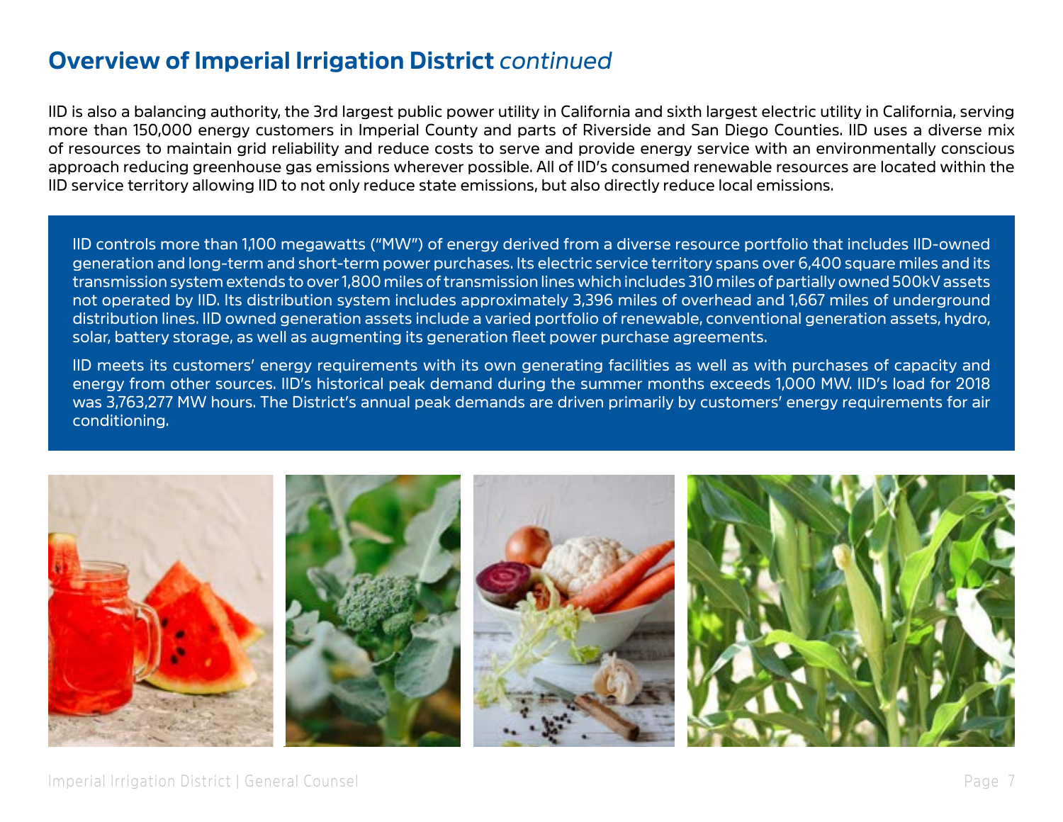## Overview of Imperial Irrigation District *continued*

IID is also a balancing authority, the 3rd largest public power utility in California and sixth largest electric utility in California, serving more than 150,000 energy customers in Imperial County and parts of Riverside and San Diego Counties. IID uses a diverse mix of resources to maintain grid reliability and reduce costs to serve and provide energy service with an environmentally conscious approach reducing greenhouse gas emissions wherever possible. All of IID's consumed renewable resources are located within the IID service territory allowing IID to not only reduce state emissions, but also directly reduce local emissions.

IID controls more than 1,100 megawatts ("MW") of energy derived from a diverse resource portfolio that includes IID-owned generation and long-term and short-term power purchases. Its electric service territory spans over 6,400 square miles and its transmission system extends to over 1,800 miles of transmission lines which includes 310 miles of partially owned 500kV assets not operated by IID. Its distribution system includes approximately 3,396 miles of overhead and 1,667 miles of underground distribution lines. IID owned generation assets include a varied portfolio of renewable, conventional generation assets, hydro, solar, battery storage, as well as augmenting its generation fleet power purchase agreements.

IID meets its customers' energy requirements with its own generating facilities as well as with purchases of capacity and energy from other sources. IID's historical peak demand during the summer months exceeds 1,000 MW. IID's load for 2018 was 3,763,277 MW hours. The District's annual peak demands are driven primarily by customers' energy requirements for air conditioning.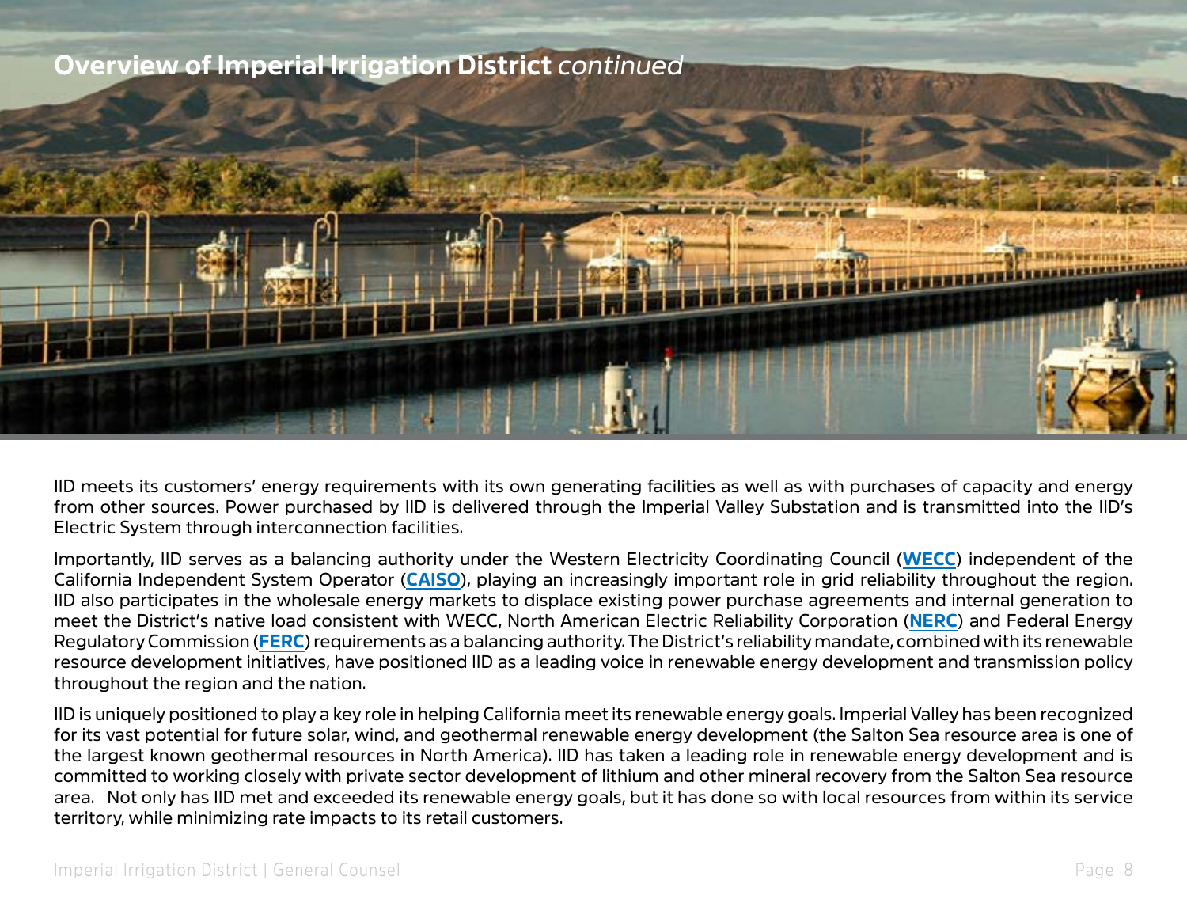## **Overview of Imperial Irrigation District** *continued*

IID meets its customers' energy requirements with its own generating facilities as well as with purchases of capacity and energy from other sources. Power purchased by IID is delivered through the Imperial Valley Substation and is transmitted into the IID's Electric System through interconnection facilities.

Importantly, IID serves as a balancing authority under the Western Electricity Coordinating Council (**WECC**) independent of the California Independent System Operator (**CAISO**), playing an increasingly important role in grid reliability throughout the region. IID also participates in the wholesale energy markets to displace existing power purchase agreements and internal generation to meet the District's native load consistent with WECC, North American Electric Reliability Corporation (**NERC**) and Federal Energy Regulatory Commission (**FERC**) requirements as a balancing authority. The District's reliability mandate, combined with its renewable resource development initiatives, have positioned IID as a leading voice in renewable energy development and transmission policy throughout the region and the nation.

IID is uniquely positioned to play a key role in helping California meet its renewable energy goals. Imperial Valley has been recognized for its vast potential for future solar, wind, and geothermal renewable energy development (the Salton Sea resource area is one of the largest known geothermal resources in North America). IID has taken a leading role in renewable energy development and is committed to working closely with private sector development of lithium and other mineral recovery from the Salton Sea resource area. Not only has IID met and exceeded its renewable energy goals, but it has done so with local resources from within its service territory, while minimizing rate impacts to its retail customers.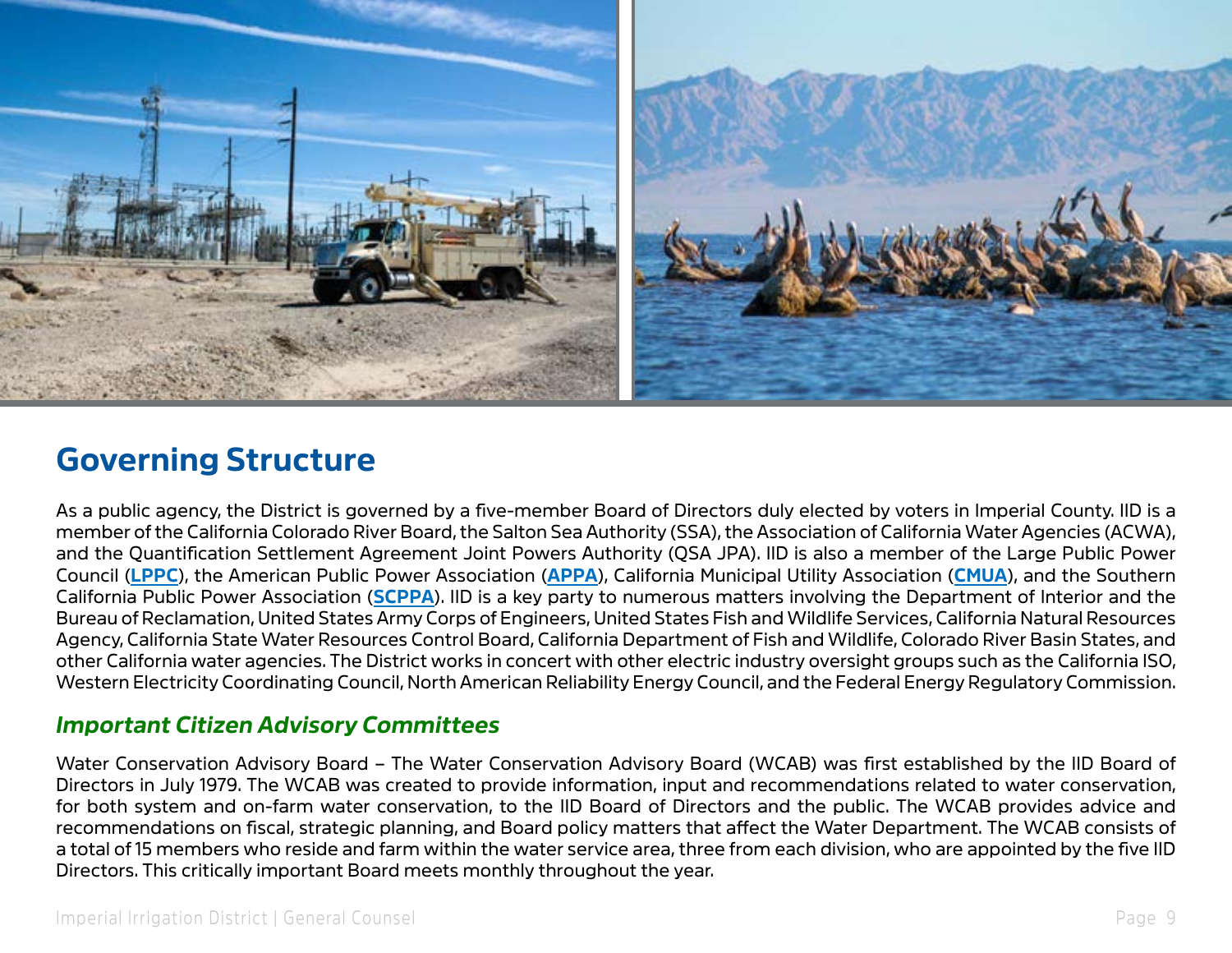## Governing Structure

As a public agency, the District is governed by a five-member Board of Directors duly elected by voters in Imperial County. IID is a member of the California Colorado River Board, the Salton Sea Authority (SSA), the Association of California Water Agencies (ACWA), and the Quantification Settlement Agreement Joint Powers Authority (QSA JPA). IID is also a member of the Large Public Power Council (**LPPC**), the American Public Power Association (**APPA**), California Municipal Utility Association (**CMUA**), and the Southern California Public Power Association (**SCPPA**). IID is a key party to numerous matters involving the Department of Interior and the Bureau of Reclamation, United States Army Corps of Engineers, United States Fish and Wildlife Services, California Natural Resources Agency, California State Water Resources Control Board, California Department of Fish and Wildlife, Colorado River Basin States, and other California water agencies. The District works in concert with other electric industry oversight groups such as the California ISO, Western Electricity Coordinating Council, North American Reliability Energy Council, and the Federal Energy Regulatory Commission.

### *Important Citizen Advisory Committees*

Water Conservation Advisory Board – The Water Conservation Advisory Board (WCAB) was first established by the IID Board of Directors in July 1979. The WCAB was created to provide information, input and recommendations related to water conservation, for both system and on-farm water conservation, to the IID Board of Directors and the public. The WCAB provides advice and recommendations on fiscal, strategic planning, and Board policy matters that affect the Water Department. The WCAB consists of a total of 15 members who reside and farm within the water service area, three from each division, who are appointed by the five IID Directors. This critically important Board meets monthly throughout the year.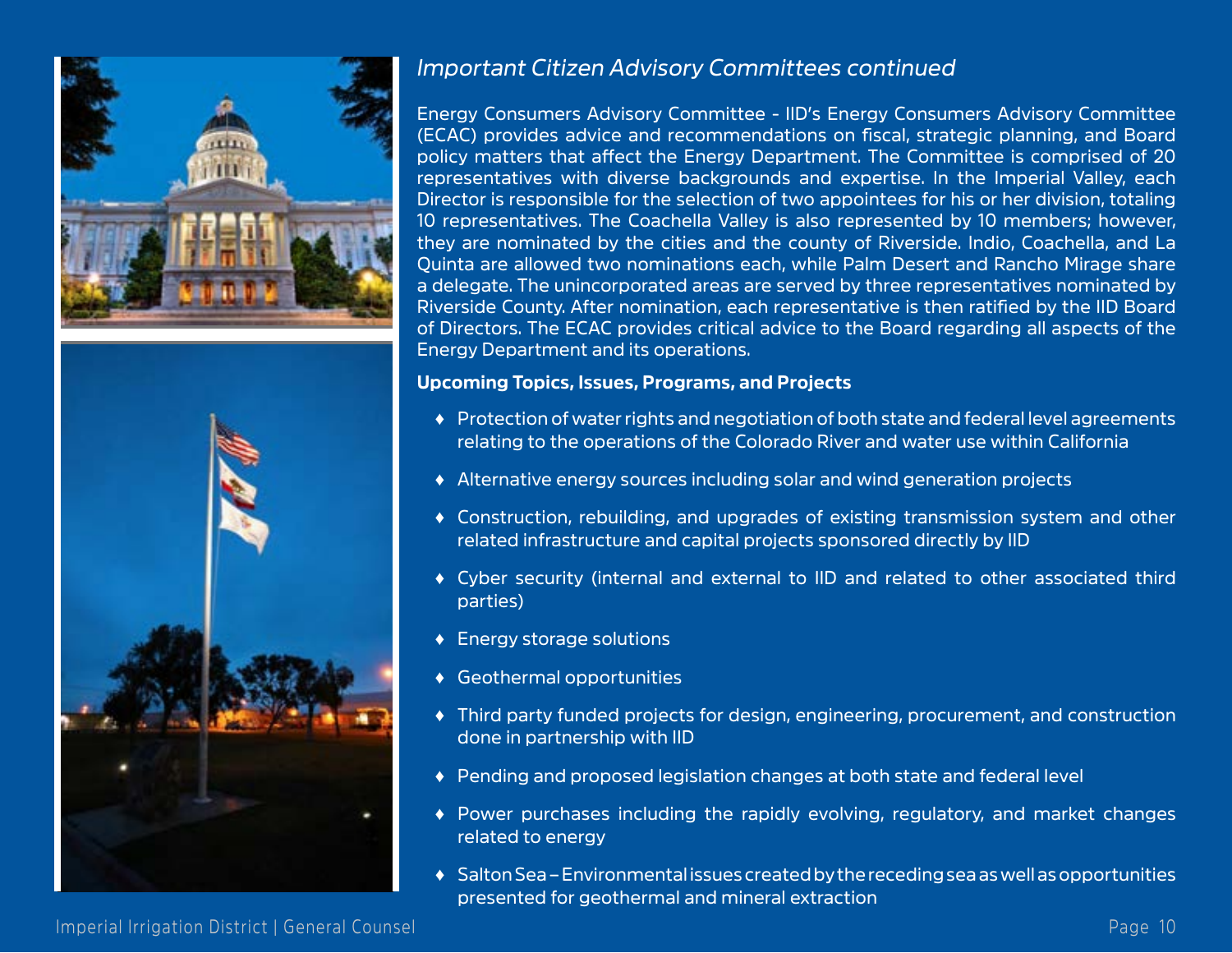*Important Citizen Advisory Committees continued*

Energy Consumers Advisory Committee - IID's Energy Consumers Advisory Committee (ECAC) provides advice and recommendations on fiscal, strategic planning, and Board policy matters that affect the Energy Department. The Committee is comprised of 20 representatives with diverse backgrounds and expertise. In the Imperial Valley, each Director is responsible for the selection of two appointees for his or her division, totaling 10 representatives. The Coachella Valley is also represented by 10 members; however, they are nominated by the cities and the county of Riverside. Indio, Coachella, and La Quinta are allowed two nominations each, while Palm Desert and Rancho Mirage share a delegate. The unincorporated areas are served by three representatives nominated by Riverside County. After nomination, each representative is then ratified by the IID Board of Directors. The ECAC provides critical advice to the Board regarding all aspects of the Energy Department and its operations.

**Upcoming Topics, Issues, Programs, and Projects**

- Protection of water rights and negotiation of both state and federal level agreements relating to the operations of the Colorado River and water use within California
- Alternative energy sources including solar and wind generation projects
- Construction, rebuilding, and upgrades of existing transmission system and other related infrastructure and capital projects sponsored directly by IID
- Cyber security (internal and external to IID and related to other associated third parties)
- Energy storage solutions
- Geothermal opportunities
- Third party funded projects for design, engineering, procurement, and construction done in partnership with IID
- Pending and proposed legislation changes at both state and federal level
- Power purchases including the rapidly evolving, regulatory, and market changes related to energy
- Salton Sea – Environmental issues created by the receding sea as well as opportunities presented for geothermal and mineral extraction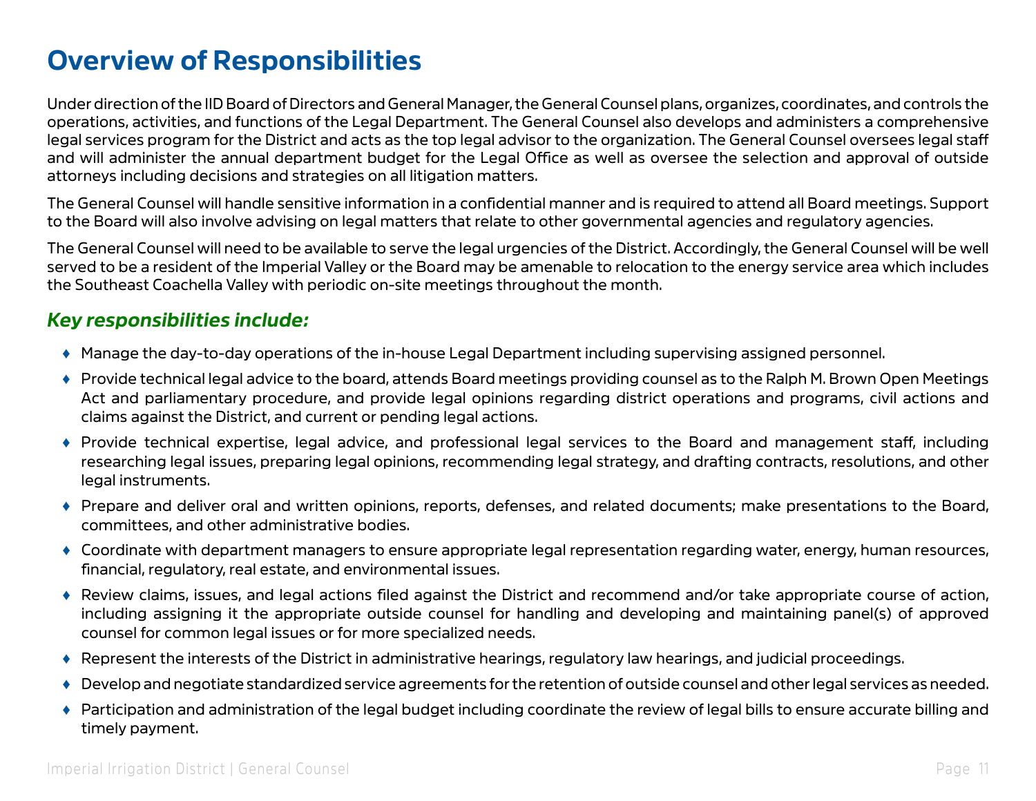# Overview of Responsibilities

Under direction of the IID Board of Directors and General Manager, the General Counsel plans, organizes, coordinates, and controls the operations, activities, and functions of the Legal Department. The General Counsel also develops and administers a comprehensive legal services program for the District and acts as the top legal advisor to the organization. The General Counsel oversees legal staff and will administer the annual department budget for the Legal Office as well as oversee the selection and approval of outside attorneys including decisions and strategies on all litigation matters.

The General Counsel will handle sensitive information in a confidential manner and is required to attend all Board meetings. Support to the Board will also involve advising on legal matters that relate to other governmental agencies and regulatory agencies.

The General Counsel will need to be available to serve the legal urgencies of the District. Accordingly, the General Counsel will be well served to be a resident of the Imperial Valley or the Board may be amenable to relocation to the energy service area which includes the Southeast Coachella Valley with periodic on-site meetings throughout the month.

## *Key responsibilities include:*

- Manage the day-to-day operations of the in-house Legal Department including supervising assigned personnel.
- Provide technical legal advice to the board, attends Board meetings providing counsel as to the Ralph M. Brown Open Meetings Act and parliamentary procedure, and provide legal opinions regarding district operations and programs, civil actions and claims against the District, and current or pending legal actions.
- Provide technical expertise, legal advice, and professional legal services to the Board and management staff, including researching legal issues, preparing legal opinions, recommending legal strategy, and drafting contracts, resolutions, and other legal instruments.
- Prepare and deliver oral and written opinions, reports, defenses, and related documents; make presentations to the Board, committees, and other administrative bodies.
- Coordinate with department managers to ensure appropriate legal representation regarding water, energy, human resources, financial, regulatory, real estate, and environmental issues.
- Review claims, issues, and legal actions filed against the District and recommend and/or take appropriate course of action, including assigning it the appropriate outside counsel for handling and developing and maintaining panel(s) of approved counsel for common legal issues or for more specialized needs.
- Represent the interests of the District in administrative hearings, regulatory law hearings, and judicial proceedings.
- Develop and negotiate standardized service agreements for the retention of outside counsel and other legal services as needed.
- Participation and administration of the legal budget including coordinate the review of legal bills to ensure accurate billing and timely payment.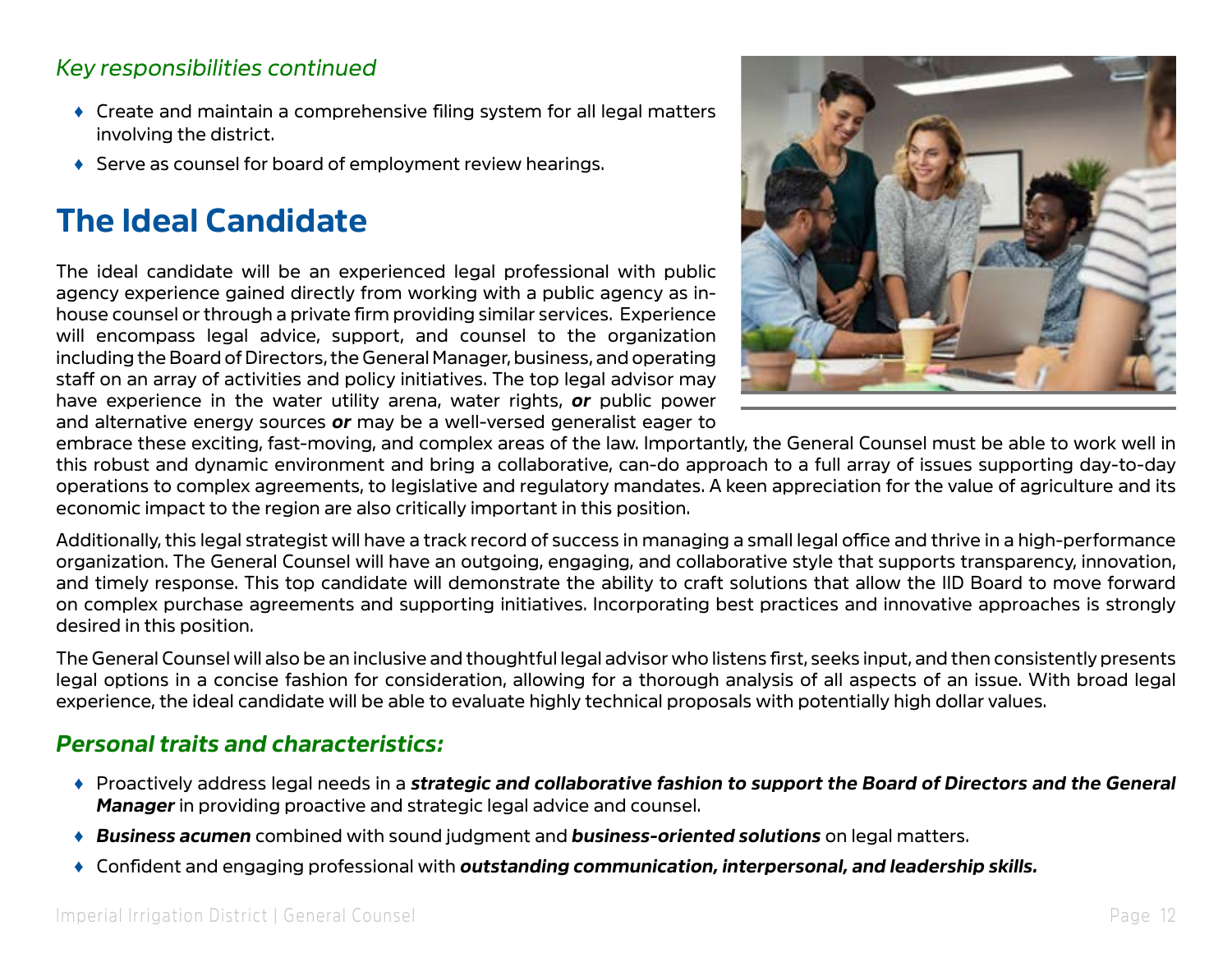*Key responsibilities continued*

- Create and maintain a comprehensive filing system for all legal matters involving the district.
- Serve as counsel for board of employment review hearings.

## The Ideal Candidate

The ideal candidate will be an experienced legal professional with public agency experience gained directly from working with a public agency as in-house counsel or through a private firm providing similar services. Experience will encompass legal advice, support, and counsel to the organization including the Board of Directors, the General Manager, business, and operating staff on an array of activities and policy initiatives. The top legal advisor may have experience in the water utility arena, water rights, ***or*** public power and alternative energy sources ***or*** may be a well-versed generalist eager to embrace these exciting, fast-moving, and complex areas of the law. Importantly, the General Counsel must be able to work well in this robust and dynamic environment and bring a collaborative, can-do approach to a full array of issues supporting day-to-day operations to complex agreements, to legislative and regulatory mandates. A keen appreciation for the value of agriculture and its economic impact to the region are also critically important in this position.

Additionally, this legal strategist will have a track record of success in managing a small legal office and thrive in a high-performance organization. The General Counsel will have an outgoing, engaging, and collaborative style that supports transparency, innovation, and timely response. This top candidate will demonstrate the ability to craft solutions that allow the IID Board to move forward on complex purchase agreements and supporting initiatives. Incorporating best practices and innovative approaches is strongly desired in this position.

The General Counsel will also be an inclusive and thoughtful legal advisor who listens first, seeks input, and then consistently presents legal options in a concise fashion for consideration, allowing for a thorough analysis of all aspects of an issue. With broad legal experience, the ideal candidate will be able to evaluate highly technical proposals with potentially high dollar values.

### *Personal traits and characteristics:*

- Proactively address legal needs in a ***strategic and collaborative fashion to support the Board of Directors and the General Manager*** in providing proactive and strategic legal advice and counsel.
- ***Business acumen*** combined with sound judgment and ***business-oriented solutions*** on legal matters.
- Confident and engaging professional with ***outstanding communication, interpersonal, and leadership skills.***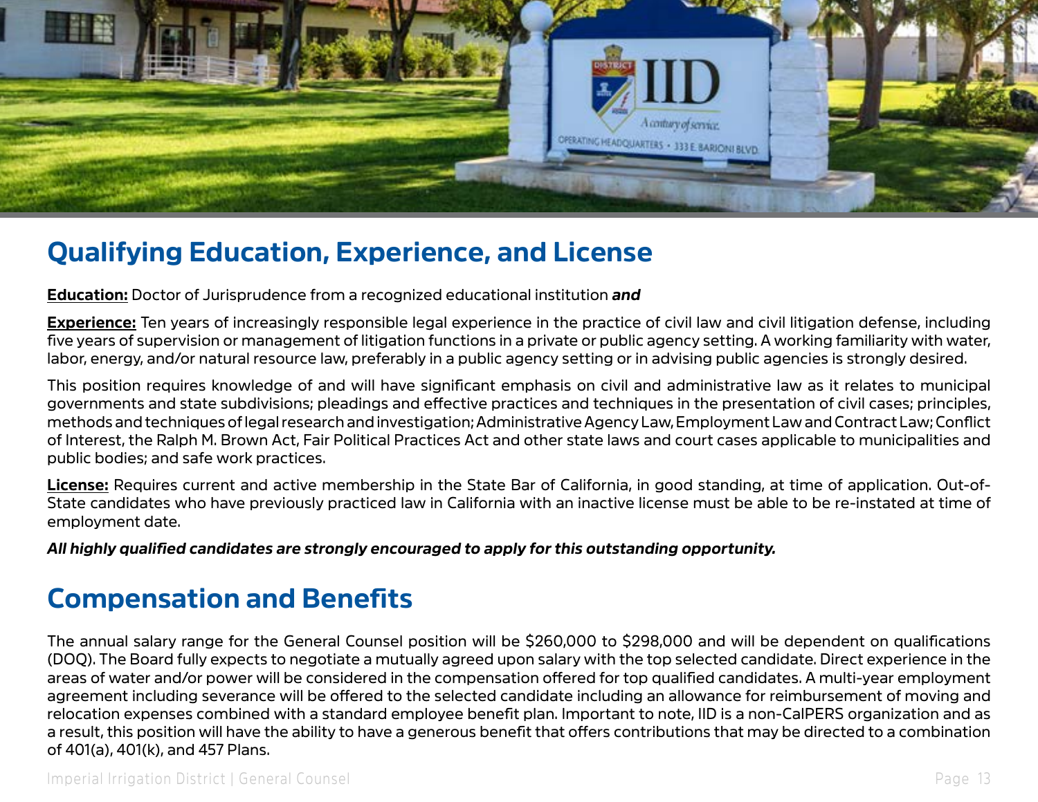## Qualifying Education, Experience, and License

**Education:** Doctor of Jurisprudence from a recognized educational institution ***and***

**Experience:** Ten years of increasingly responsible legal experience in the practice of civil law and civil litigation defense, including five years of supervision or management of litigation functions in a private or public agency setting. A working familiarity with water, labor, energy, and/or natural resource law, preferably in a public agency setting or in advising public agencies is strongly desired.

This position requires knowledge of and will have significant emphasis on civil and administrative law as it relates to municipal governments and state subdivisions; pleadings and effective practices and techniques in the presentation of civil cases; principles, methods and techniques of legal research and investigation; Administrative Agency Law, Employment Law and Contract Law; Conflict of Interest, the Ralph M. Brown Act, Fair Political Practices Act and other state laws and court cases applicable to municipalities and public bodies; and safe work practices.

**License:** Requires current and active membership in the State Bar of California, in good standing, at time of application. Out-of-State candidates who have previously practiced law in California with an inactive license must be able to be re-instated at time of employment date.

***All highly qualified candidates are strongly encouraged to apply for this outstanding opportunity.***

## Compensation and Benefits

The annual salary range for the General Counsel position will be $260,000 to $298,000 and will be dependent on qualifications (DOQ). The Board fully expects to negotiate a mutually agreed upon salary with the top selected candidate. Direct experience in the areas of water and/or power will be considered in the compensation offered for top qualified candidates. A multi-year employment agreement including severance will be offered to the selected candidate including an allowance for reimbursement of moving and relocation expenses combined with a standard employee benefit plan. Important to note, IID is a non-CalPERS organization and as a result, this position will have the ability to have a generous benefit that offers contributions that may be directed to a combination of 401(a), 401(k), and 457 Plans.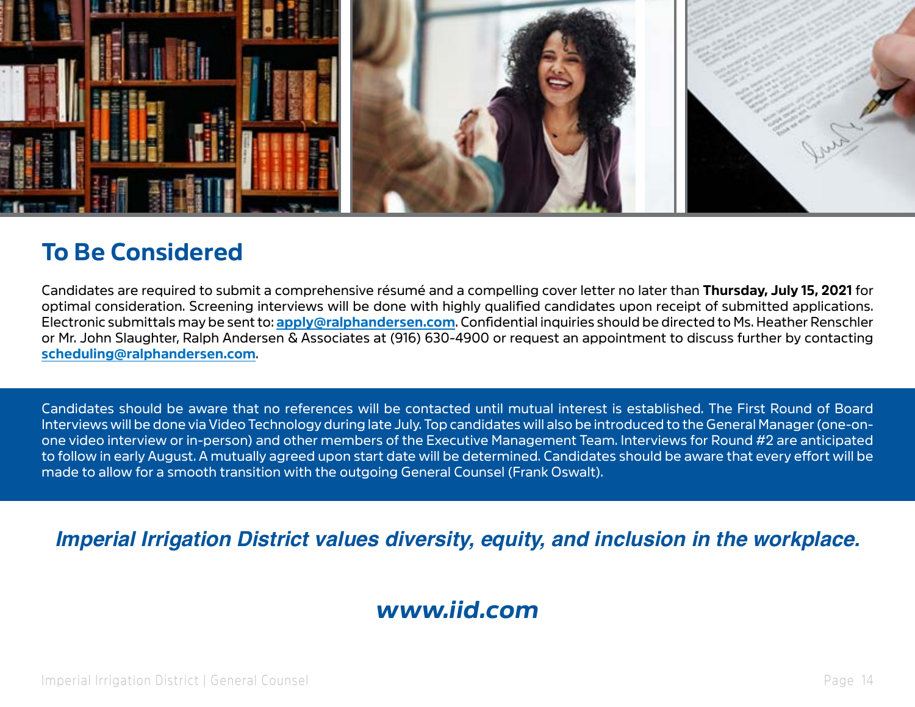## To Be Considered

Candidates are required to submit a comprehensive résumé and a compelling cover letter no later than **Thursday, July 15, 2021** for optimal consideration. Screening interviews will be done with highly qualified candidates upon receipt of submitted applications. Electronic submittals may be sent to: **apply@ralphandersen.com**. Confidential inquiries should be directed to Ms. Heather Renschler or Mr. John Slaughter, Ralph Andersen & Associates at (916) 630-4900 or request an appointment to discuss further by contacting **scheduling@ralphandersen.com**.

Candidates should be aware that no references will be contacted until mutual interest is established. The First Round of Board Interviews will be done via Video Technology during late July. Top candidates will also be introduced to the General Manager (one-on-one video interview or in-person) and other members of the Executive Management Team. Interviews for Round #2 are anticipated to follow in early August. A mutually agreed upon start date will be determined. Candidates should be aware that every effort will be made to allow for a smooth transition with the outgoing General Counsel (Frank Oswalt).

***Imperial Irrigation District values diversity, equity, and inclusion in the workplace.***

***www.iid.com***